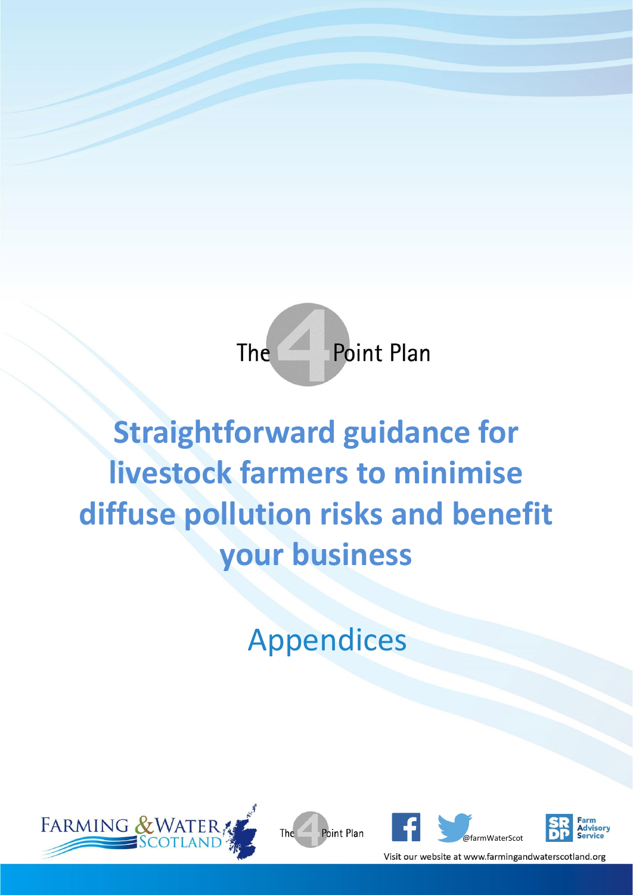The 4 Point Plan

# Straightforward guidance for livestock farmers to minimise diffuse pollution risks and benefit your business

## Appendices

FARMING & WATER SCOTLAND

The 4 Point Plan

@farmWaterScot

SRDP Farm Advisory Service

Visit our website at www.farmingandwaterscotland.org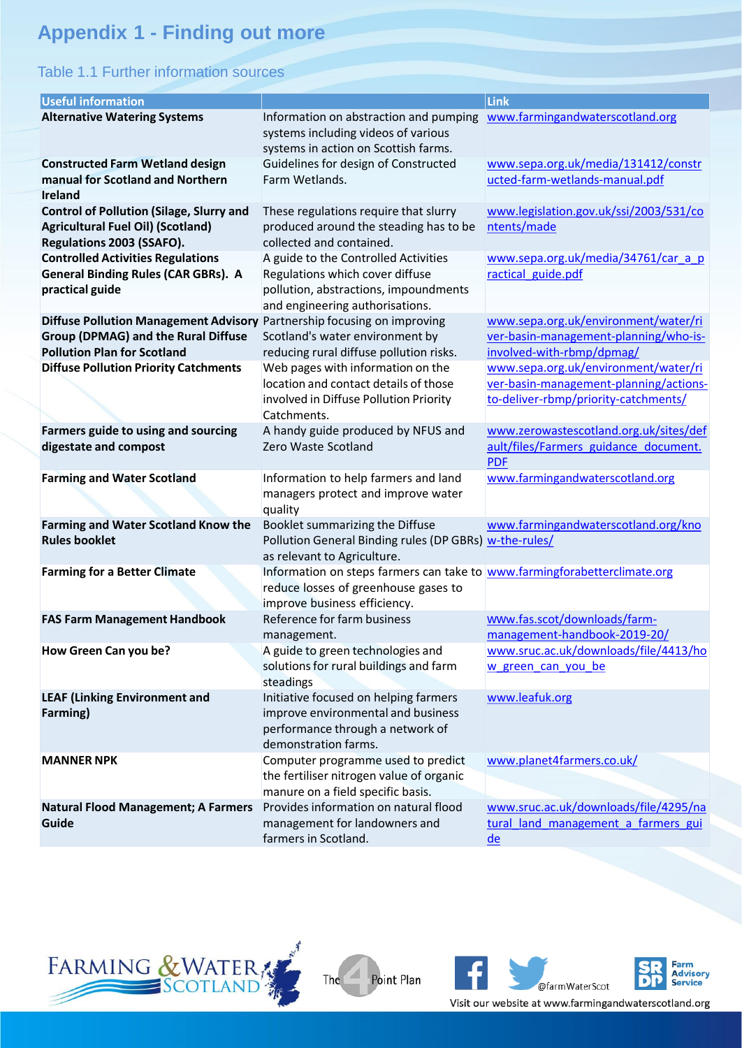# Appendix 1 - Finding out more

## Table 1.1 Further information sources

| Useful information | | Link |
|---|---|---|
| **Alternative Watering Systems** | Information on abstraction and pumping systems including videos of various systems in action on Scottish farms. | www.farmingandwaterscotland.org |
| **Constructed Farm Wetland design manual for Scotland and Northern Ireland** | Guidelines for design of Constructed Farm Wetlands. | www.sepa.org.uk/media/131412/constructed-farm-wetlands-manual.pdf |
| **Control of Pollution (Silage, Slurry and Agricultural Fuel Oil) (Scotland) Regulations 2003 (SSAFO).** | These regulations require that slurry produced around the steading has to be collected and contained. | www.legislation.gov.uk/ssi/2003/531/contents/made |
| **Controlled Activities Regulations General Binding Rules (CAR GBRs). A practical guide** | A guide to the Controlled Activities Regulations which cover diffuse pollution, abstractions, impoundments and engineering authorisations. | www.sepa.org.uk/media/34761/car_a_practical_guide.pdf |
| **Diffuse Pollution Management Advisory Group (DPMAG) and the Rural Diffuse Pollution Plan for Scotland** | Partnership focusing on improving Scotland's water environment by reducing rural diffuse pollution risks. | www.sepa.org.uk/environment/water/river-basin-management-planning/who-is-involved-with-rbmp/dpmag/ |
| **Diffuse Pollution Priority Catchments** | Web pages with information on the location and contact details of those involved in Diffuse Pollution Priority Catchments. | www.sepa.org.uk/environment/water/river-basin-management-planning/actions-to-deliver-rbmp/priority-catchments/ |
| **Farmers guide to using and sourcing digestate and compost** | A handy guide produced by NFUS and Zero Waste Scotland | www.zerowastescotland.org.uk/sites/default/files/Farmers_guidance_document.PDF |
| **Farming and Water Scotland** | Information to help farmers and land managers protect and improve water quality | www.farmingandwaterscotland.org |
| **Farming and Water Scotland Know the Rules booklet** | Booklet summarizing the Diffuse Pollution General Binding rules (DP GBRs) as relevant to Agriculture. | www.farmingandwaterscotland.org/know-the-rules/ |
| **Farming for a Better Climate** | Information on steps farmers can take to reduce losses of greenhouse gases to improve business efficiency. | www.farmingforabetterclimate.org |
| **FAS Farm Management Handbook** | Reference for farm business management. | www.fas.scot/downloads/farm-management-handbook-2019-20/ |
| **How Green Can you be?** | A guide to green technologies and solutions for rural buildings and farm steadings | www.sruc.ac.uk/downloads/file/4413/how_green_can_you_be |
| **LEAF (Linking Environment and Farming)** | Initiative focused on helping farmers improve environmental and business performance through a network of demonstration farms. | www.leafuk.org |
| **MANNER NPK** | Computer programme used to predict the fertiliser nitrogen value of organic manure on a field specific basis. | www.planet4farmers.co.uk/ |
| **Natural Flood Management; A Farmers Guide** | Provides information on natural flood management for landowners and farmers in Scotland. | www.sruc.ac.uk/downloads/file/4295/natural_land_management_a_farmers_guide |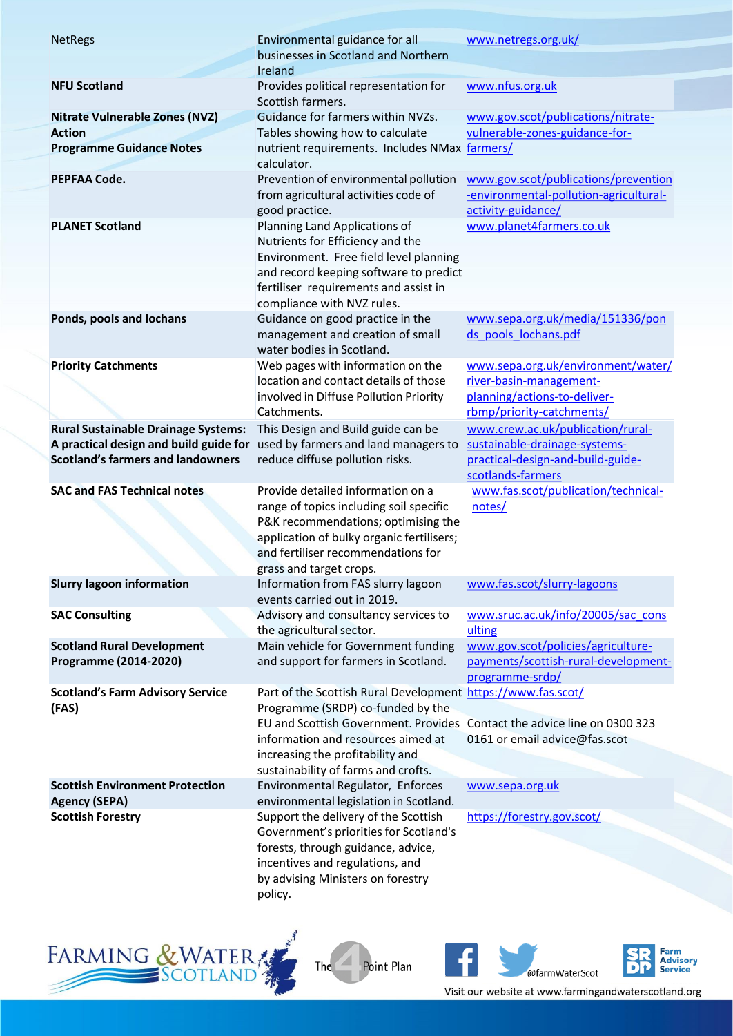| | | |
|---|---|---|
| NetRegs | Environmental guidance for all businesses in Scotland and Northern Ireland | www.netregs.org.uk/ |
| **NFU Scotland** | Provides political representation for Scottish farmers. | www.nfus.org.uk |
| **Nitrate Vulnerable Zones (NVZ) Action Programme Guidance Notes** | Guidance for farmers within NVZs. Tables showing how to calculate nutrient requirements. Includes NMax calculator. | www.gov.scot/publications/nitrate-vulnerable-zones-guidance-for-farmers/ |
| **PEPFAA Code.** | Prevention of environmental pollution from agricultural activities code of good practice. | www.gov.scot/publications/prevention-environmental-pollution-agricultural-activity-guidance/ |
| **PLANET Scotland** | Planning Land Applications of Nutrients for Efficiency and the Environment. Free field level planning and record keeping software to predict fertiliser requirements and assist in compliance with NVZ rules. | www.planet4farmers.co.uk |
| **Ponds, pools and lochans** | Guidance on good practice in the management and creation of small water bodies in Scotland. | www.sepa.org.uk/media/151336/ponds_pools_lochans.pdf |
| **Priority Catchments** | Web pages with information on the location and contact details of those involved in Diffuse Pollution Priority Catchments. | www.sepa.org.uk/environment/water/river-basin-management-planning/actions-to-deliver-rbmp/priority-catchments/ |
| **Rural Sustainable Drainage Systems: A practical design and build guide for Scotland's farmers and landowners** | This Design and Build guide can be used by farmers and land managers to reduce diffuse pollution risks. | www.crew.ac.uk/publication/rural-sustainable-drainage-systems-practical-design-and-build-guide-scotlands-farmers |
| **SAC and FAS Technical notes** | Provide detailed information on a range of topics including soil specific P&K recommendations; optimising the application of bulky organic fertilisers; and fertiliser recommendations for grass and target crops. | www.fas.scot/publication/technical-notes/ |
| **Slurry lagoon information** | Information from FAS slurry lagoon events carried out in 2019. | www.fas.scot/slurry-lagoons |
| **SAC Consulting** | Advisory and consultancy services to the agricultural sector. | www.sruc.ac.uk/info/20005/sac_consulting |
| **Scotland Rural Development Programme (2014-2020)** | Main vehicle for Government funding and support for farmers in Scotland. | www.gov.scot/policies/agriculture-payments/scottish-rural-development-programme-srdp/ |
| **Scotland's Farm Advisory Service (FAS)** | Part of the Scottish Rural Development Programme (SRDP) co-funded by the EU and Scottish Government. Provides information and resources aimed at increasing the profitability and sustainability of farms and crofts. | https://www.fas.scot/ <br><br> Contact the advice line on 0300 323 0161 or email advice@fas.scot |
| **Scottish Environment Protection Agency (SEPA)** | Environmental Regulator, Enforces environmental legislation in Scotland. | www.sepa.org.uk |
| **Scottish Forestry** | Support the delivery of the Scottish Government's priorities for Scotland's forests, through guidance, advice, incentives and regulations, and by advising Ministers on forestry policy. | https://forestry.gov.scot/ |

FARMING & WATER SCOTLAND | The 4 Point Plan | @farmWaterScot | SRDP Farm Advisory Service

Visit our website at www.farmingandwaterscotland.org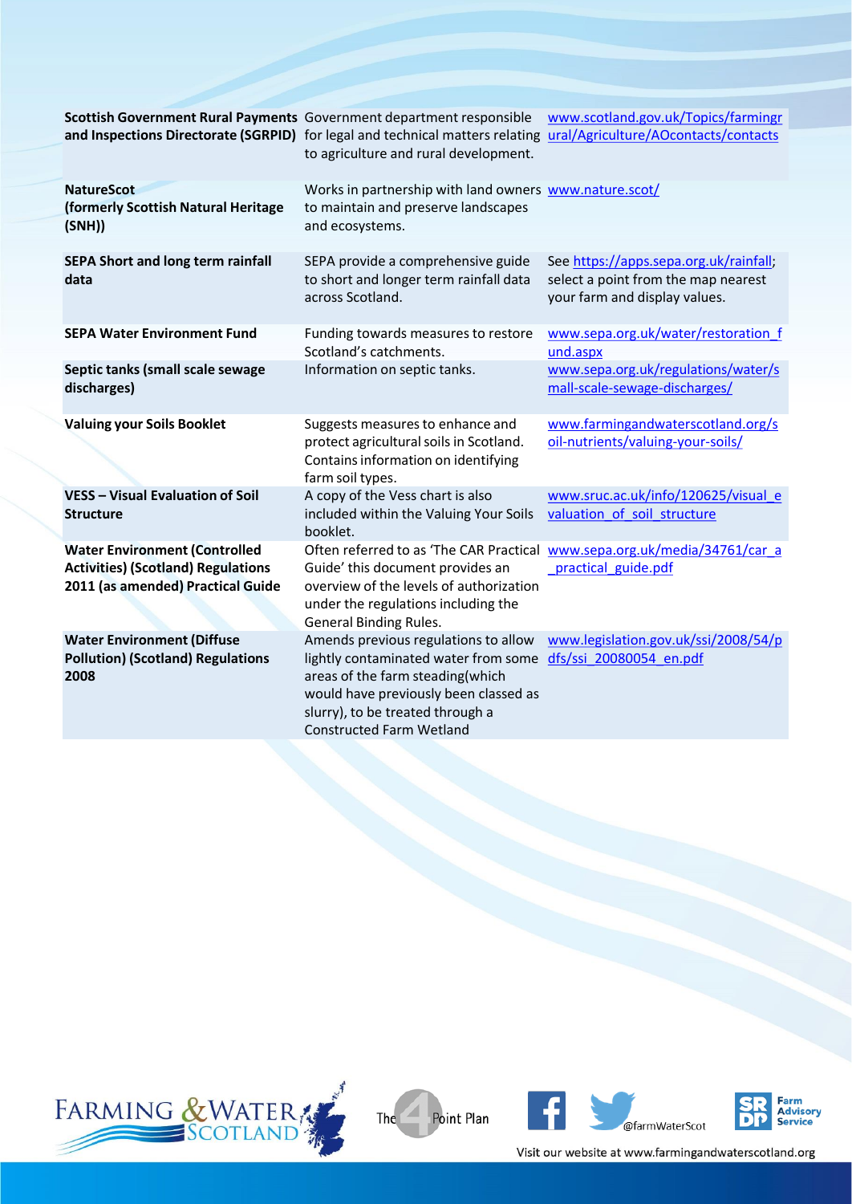| | | |
|---|---|---|
| **Scottish Government Rural Payments and Inspections Directorate (SGRPID)** | Government department responsible for legal and technical matters relating to agriculture and rural development. | www.scotland.gov.uk/Topics/farmingrural/Agriculture/AOcontacts/contacts |
| **NatureScot (formerly Scottish Natural Heritage (SNH))** | Works in partnership with land owners to maintain and preserve landscapes and ecosystems. | www.nature.scot/ |
| **SEPA Short and long term rainfall data** | SEPA provide a comprehensive guide to short and longer term rainfall data across Scotland. | See https://apps.sepa.org.uk/rainfall; select a point from the map nearest your farm and display values. |
| **SEPA Water Environment Fund** | Funding towards measures to restore Scotland's catchments. | www.sepa.org.uk/water/restoration_fund.aspx |
| **Septic tanks (small scale sewage discharges)** | Information on septic tanks. | www.sepa.org.uk/regulations/water/small-scale-sewage-discharges/ |
| **Valuing your Soils Booklet** | Suggests measures to enhance and protect agricultural soils in Scotland. Contains information on identifying farm soil types. | www.farmingandwaterscotland.org/soil-nutrients/valuing-your-soils/ |
| **VESS – Visual Evaluation of Soil Structure** | A copy of the Vess chart is also included within the Valuing Your Soils booklet. | www.sruc.ac.uk/info/120625/visual_evaluation_of_soil_structure |
| **Water Environment (Controlled Activities) (Scotland) Regulations 2011 (as amended) Practical Guide** | Often referred to as 'The CAR Practical Guide' this document provides an overview of the levels of authorization under the regulations including the General Binding Rules. | www.sepa.org.uk/media/34761/car_a_practical_guide.pdf |
| **Water Environment (Diffuse Pollution) (Scotland) Regulations 2008** | Amends previous regulations to allow lightly contaminated water from some areas of the farm steading(which would have previously been classed as slurry), to be treated through a Constructed Farm Wetland | www.legislation.gov.uk/ssi/2008/54/pdfs/ssi_20080054_en.pdf |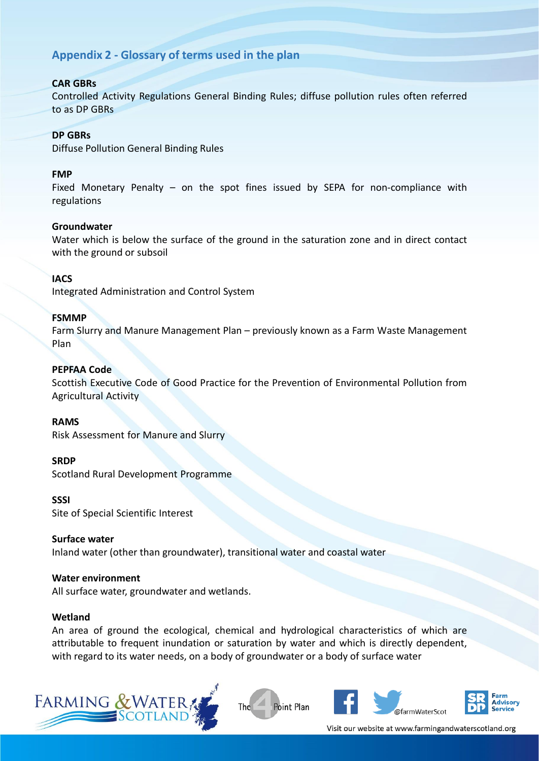## Appendix 2 - Glossary of terms used in the plan

**CAR GBRs**
Controlled Activity Regulations General Binding Rules; diffuse pollution rules often referred to as DP GBRs

**DP GBRs**
Diffuse Pollution General Binding Rules

**FMP**
Fixed Monetary Penalty – on the spot fines issued by SEPA for non-compliance with regulations

**Groundwater**
Water which is below the surface of the ground in the saturation zone and in direct contact with the ground or subsoil

**IACS**
Integrated Administration and Control System

**FSMMP**
Farm Slurry and Manure Management Plan – previously known as a Farm Waste Management Plan

**PEPFAA Code**
Scottish Executive Code of Good Practice for the Prevention of Environmental Pollution from Agricultural Activity

**RAMS**
Risk Assessment for Manure and Slurry

**SRDP**
Scotland Rural Development Programme

**SSSI**
Site of Special Scientific Interest

**Surface water**
Inland water (other than groundwater), transitional water and coastal water

**Water environment**
All surface water, groundwater and wetlands.

**Wetland**
An area of ground the ecological, chemical and hydrological characteristics of which are attributable to frequent inundation or saturation by water and which is directly dependent, with regard to its water needs, on a body of groundwater or a body of surface water

Visit our website at www.farmingandwaterscotland.org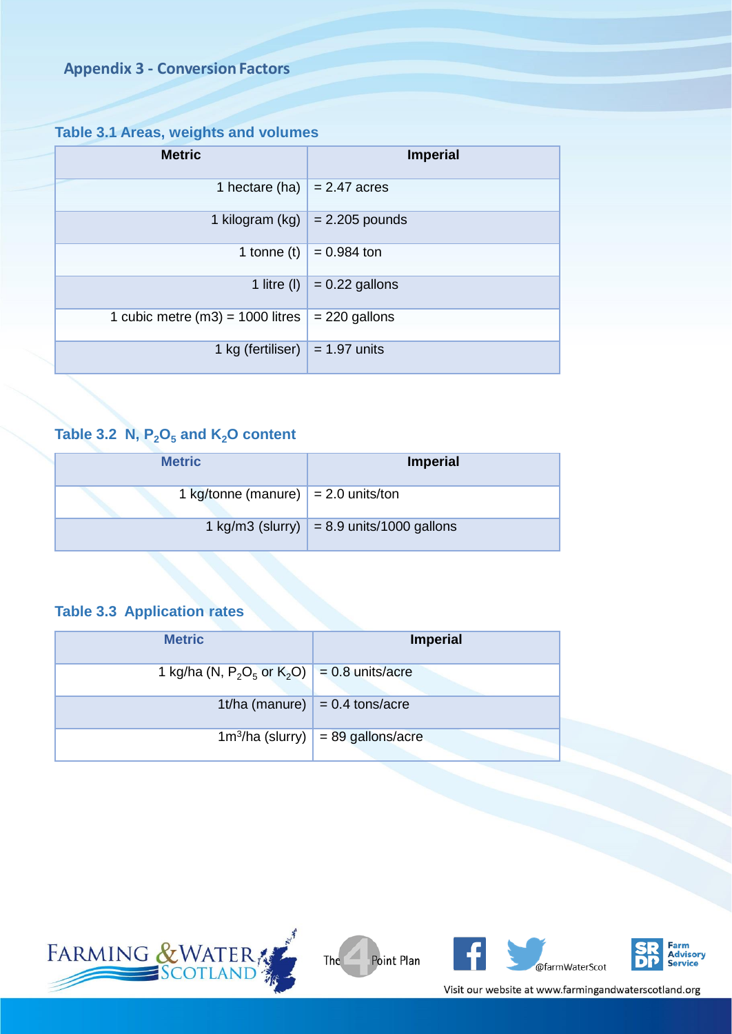## Appendix 3 - Conversion Factors

### Table 3.1 Areas, weights and volumes

| Metric | Imperial |
|---|---|
| 1 hectare (ha) | = 2.47 acres |
| 1 kilogram (kg) | = 2.205 pounds |
| 1 tonne (t) | = 0.984 ton |
| 1 litre (l) | = 0.22 gallons |
| 1 cubic metre (m3) = 1000 litres | = 220 gallons |
| 1 kg (fertiliser) | = 1.97 units |

### Table 3.2 N, $P_2O_5$ and $K_2O$ content

| Metric | Imperial |
|---|---|
| 1 kg/tonne (manure) | = 2.0 units/ton |
| 1 kg/m3 (slurry) | = 8.9 units/1000 gallons |

### Table 3.3 Application rates

| Metric | Imperial |
|---|---|
| 1 kg/ha (N, $P_2O_5$ or $K_2O$) | = 0.8 units/acre |
| 1t/ha (manure) | = 0.4 tons/acre |
| 1m$^3$/ha (slurry) | = 89 gallons/acre |

FARMING & WATER SCOTLAND

The 4 Point Plan

@farmWaterScot

SRDP Farm Advisory Service

Visit our website at www.farmingandwaterscotland.org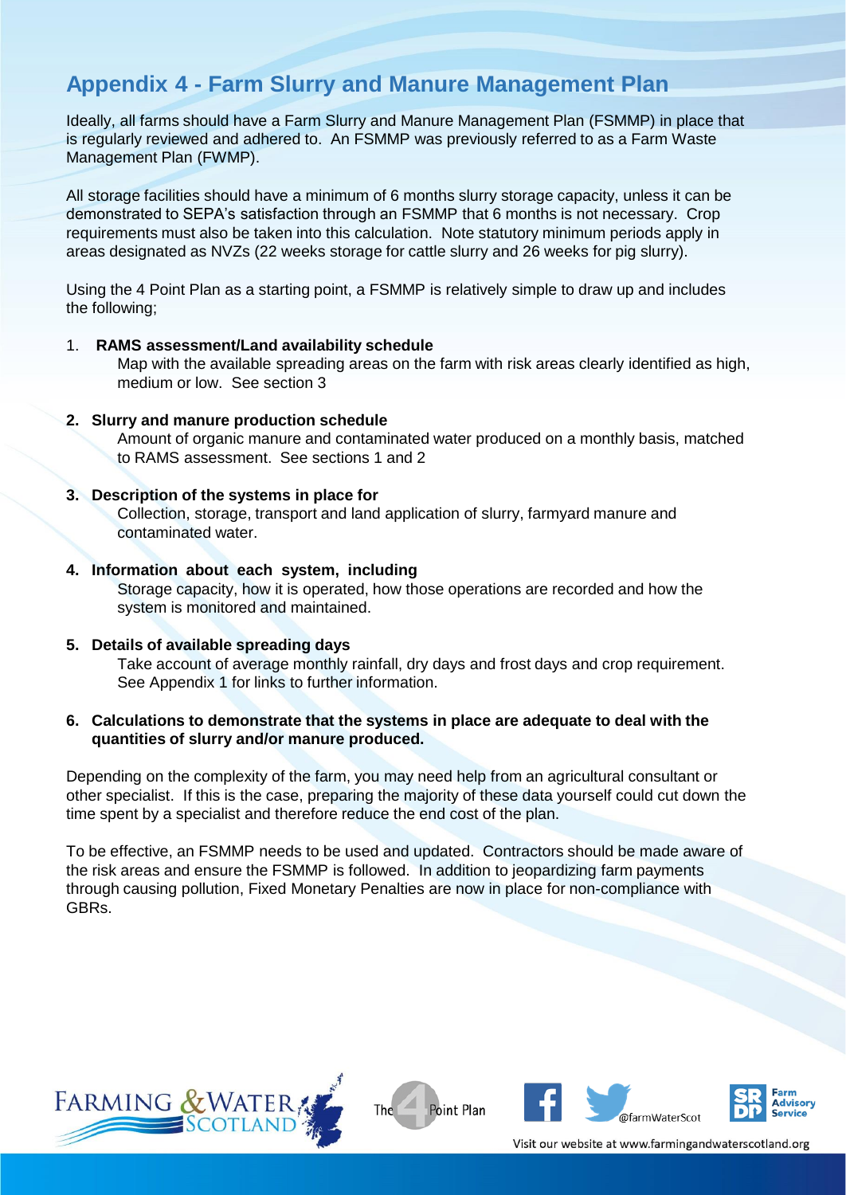## Appendix 4 - Farm Slurry and Manure Management Plan

Ideally, all farms should have a Farm Slurry and Manure Management Plan (FSMMP) in place that is regularly reviewed and adhered to. An FSMMP was previously referred to as a Farm Waste Management Plan (FWMP).

All storage facilities should have a minimum of 6 months slurry storage capacity, unless it can be demonstrated to SEPA's satisfaction through an FSMMP that 6 months is not necessary. Crop requirements must also be taken into this calculation. Note statutory minimum periods apply in areas designated as NVZs (22 weeks storage for cattle slurry and 26 weeks for pig slurry).

Using the 4 Point Plan as a starting point, a FSMMP is relatively simple to draw up and includes the following;

1. **RAMS assessment/Land availability schedule**
   Map with the available spreading areas on the farm with risk areas clearly identified as high, medium or low. See section 3

2. **Slurry and manure production schedule**
   Amount of organic manure and contaminated water produced on a monthly basis, matched to RAMS assessment. See sections 1 and 2

3. **Description of the systems in place for**
   Collection, storage, transport and land application of slurry, farmyard manure and contaminated water.

4. **Information about each system, including**
   Storage capacity, how it is operated, how those operations are recorded and how the system is monitored and maintained.

5. **Details of available spreading days**
   Take account of average monthly rainfall, dry days and frost days and crop requirement. See Appendix 1 for links to further information.

6. **Calculations to demonstrate that the systems in place are adequate to deal with the quantities of slurry and/or manure produced.**

Depending on the complexity of the farm, you may need help from an agricultural consultant or other specialist. If this is the case, preparing the majority of these data yourself could cut down the time spent by a specialist and therefore reduce the end cost of the plan.

To be effective, an FSMMP needs to be used and updated. Contractors should be made aware of the risk areas and ensure the FSMMP is followed. In addition to jeopardizing farm payments through causing pollution, Fixed Monetary Penalties are now in place for non-compliance with GBRs.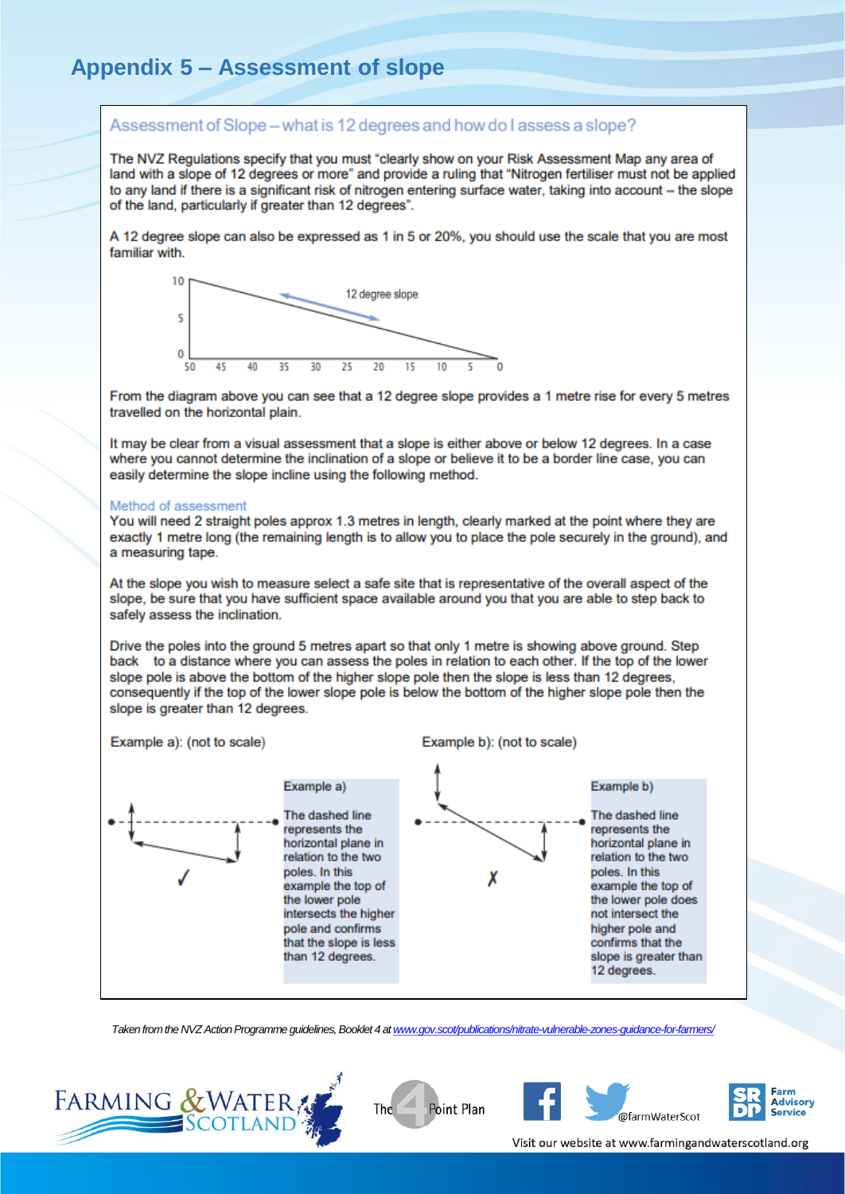# Appendix 5 – Assessment of slope

## Assessment of Slope – what is 12 degrees and how do I assess a slope?

The NVZ Regulations specify that you must "clearly show on your Risk Assessment Map any area of land with a slope of 12 degrees or more" and provide a ruling that "Nitrogen fertiliser must not be applied to any land if there is a significant risk of nitrogen entering surface water, taking into account – the slope of the land, particularly if greater than 12 degrees".

A 12 degree slope can also be expressed as 1 in 5 or 20%, you should use the scale that you are most familiar with.

From the diagram above you can see that a 12 degree slope provides a 1 metre rise for every 5 metres travelled on the horizontal plain.

It may be clear from a visual assessment that a slope is either above or below 12 degrees. In a case where you cannot determine the inclination of a slope or believe it to be a border line case, you can easily determine the slope incline using the following method.

### Method of assessment

You will need 2 straight poles approx 1.3 metres in length, clearly marked at the point where they are exactly 1 metre long (the remaining length is to allow you to place the pole securely in the ground), and a measuring tape.

At the slope you wish to measure select a safe site that is representative of the overall aspect of the slope, be sure that you have sufficient space available around you that you are able to step back to safely assess the inclination.

Drive the poles into the ground 5 metres apart so that only 1 metre is showing above ground. Step back to a distance where you can assess the poles in relation to each other. If the top of the lower slope pole is above the bottom of the higher slope pole then the slope is less than 12 degrees, consequently if the top of the lower slope pole is below the bottom of the higher slope pole then the slope is greater than 12 degrees.

Example a): (not to scale)

Example a)

The dashed line represents the horizontal plane in relation to the two poles. In this example the top of the lower pole intersects the higher pole and confirms that the slope is less than 12 degrees.

Example b): (not to scale)

Example b)

The dashed line represents the horizontal plane in relation to the two poles. In this example the top of the lower pole does not intersect the higher pole and confirms that the slope is greater than 12 degrees.

*Taken from the NVZ Action Programme guidelines, Booklet 4 at [www.gov.scot/publications/nitrate-vulnerable-zones-guidance-for-farmers/](www.gov.scot/publications/nitrate-vulnerable-zones-guidance-for-farmers/)*

Visit our website at www.farmingandwaterscotland.org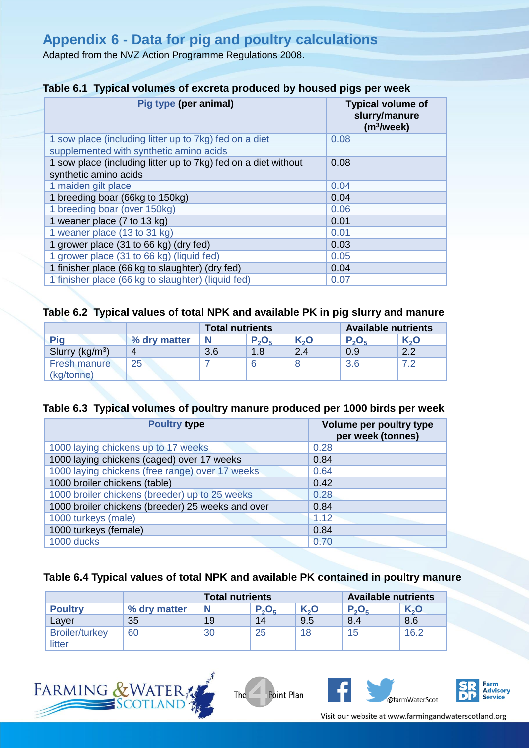## Appendix 6 - Data for pig and poultry calculations

Adapted from the NVZ Action Programme Regulations 2008.

**Table 6.1 Typical volumes of excreta produced by housed pigs per week**

| Pig type (per animal) | Typical volume of slurry/manure ($m^3$/week) |
|---|---|
| 1 sow place (including litter up to 7kg) fed on a diet supplemented with synthetic amino acids | 0.08 |
| 1 sow place (including litter up to 7kg) fed on a diet without synthetic amino acids | 0.08 |
| 1 maiden gilt place | 0.04 |
| 1 breeding boar (66kg to 150kg) | 0.04 |
| 1 breeding boar (over 150kg) | 0.06 |
| 1 weaner place (7 to 13 kg) | 0.01 |
| 1 weaner place (13 to 31 kg) | 0.01 |
| 1 grower place (31 to 66 kg) (dry fed) | 0.03 |
| 1 grower place (31 to 66 kg) (liquid fed) | 0.05 |
| 1 finisher place (66 kg to slaughter) (dry fed) | 0.04 |
| 1 finisher place (66 kg to slaughter) (liquid fed) | 0.07 |

**Table 6.2 Typical values of total NPK and available PK in pig slurry and manure**

| | | Total nutrients | | | Available nutrients | |
|---|---|---|---|---|---|---|
| Pig | % dry matter | N | $P_2O_5$ | $K_2O$ | $P_2O_5$ | $K_2O$ |
| Slurry ($kg/m^3$) | 4 | 3.6 | 1.8 | 2.4 | 0.9 | 2.2 |
| Fresh manure (kg/tonne) | 25 | 7 | 6 | 8 | 3.6 | 7.2 |

**Table 6.3 Typical volumes of poultry manure produced per 1000 birds per week**

| Poultry type | Volume per poultry type per week (tonnes) |
|---|---|
| 1000 laying chickens up to 17 weeks | 0.28 |
| 1000 laying chickens (caged) over 17 weeks | 0.84 |
| 1000 laying chickens (free range) over 17 weeks | 0.64 |
| 1000 broiler chickens (table) | 0.42 |
| 1000 broiler chickens (breeder) up to 25 weeks | 0.28 |
| 1000 broiler chickens (breeder) 25 weeks and over | 0.84 |
| 1000 turkeys (male) | 1.12 |
| 1000 turkeys (female) | 0.84 |
| 1000 ducks | 0.70 |

**Table 6.4 Typical values of total NPK and available PK contained in poultry manure**

| | | Total nutrients | | | Available nutrients | |
|---|---|---|---|---|---|---|
| Poultry | % dry matter | N | $P_2O_5$ | $K_2O$ | $P_2O_5$ | $K_2O$ |
| Layer | 35 | 19 | 14 | 9.5 | 8.4 | 8.6 |
| Broiler/turkey litter | 60 | 30 | 25 | 18 | 15 | 16.2 |

Visit our website at www.farmingandwaterscotland.org